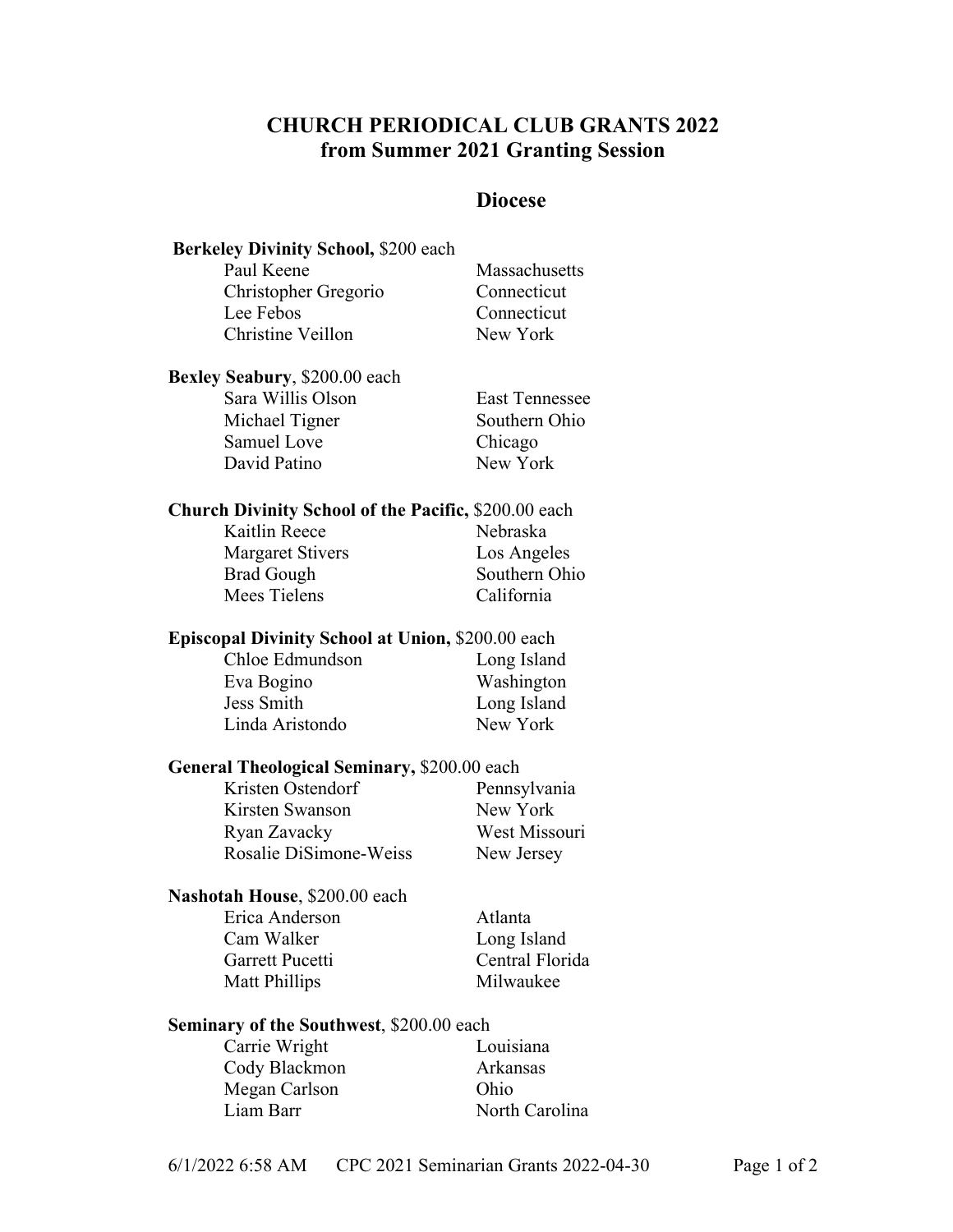# CHURCH PERIODICAL CLUB GRANTS 2022
## from Summer 2021 Granting Session

| | Diocese |
|---|---|
| **Berkeley Divinity School,** $200 each | |
| Paul Keene | Massachusetts |
| Christopher Gregorio | Connecticut |
| Lee Febos | Connecticut |
| Christine Veillon | New York |
| **Bexley Seabury**, $200.00 each | |
| Sara Willis Olson | East Tennessee |
| Michael Tigner | Southern Ohio |
| Samuel Love | Chicago |
| David Patino | New York |
| **Church Divinity School of the Pacific,** $200.00 each | |
| Kaitlin Reece | Nebraska |
| Margaret Stivers | Los Angeles |
| Brad Gough | Southern Ohio |
| Mees Tielens | California |
| **Episcopal Divinity School at Union,** $200.00 each | |
| Chloe Edmundson | Long Island |
| Eva Bogino | Washington |
| Jess Smith | Long Island |
| Linda Aristondo | New York |
| **General Theological Seminary,** $200.00 each | |
| Kristen Ostendorf | Pennsylvania |
| Kirsten Swanson | New York |
| Ryan Zavacky | West Missouri |
| Rosalie DiSimone-Weiss | New Jersey |
| **Nashotah House**, $200.00 each | |
| Erica Anderson | Atlanta |
| Cam Walker | Long Island |
| Garrett Pucetti | Central Florida |
| Matt Phillips | Milwaukee |
| **Seminary of the Southwest**, $200.00 each | |
| Carrie Wright | Louisiana |
| Cody Blackmon | Arkansas |
| Megan Carlson | Ohio |
| Liam Barr | North Carolina |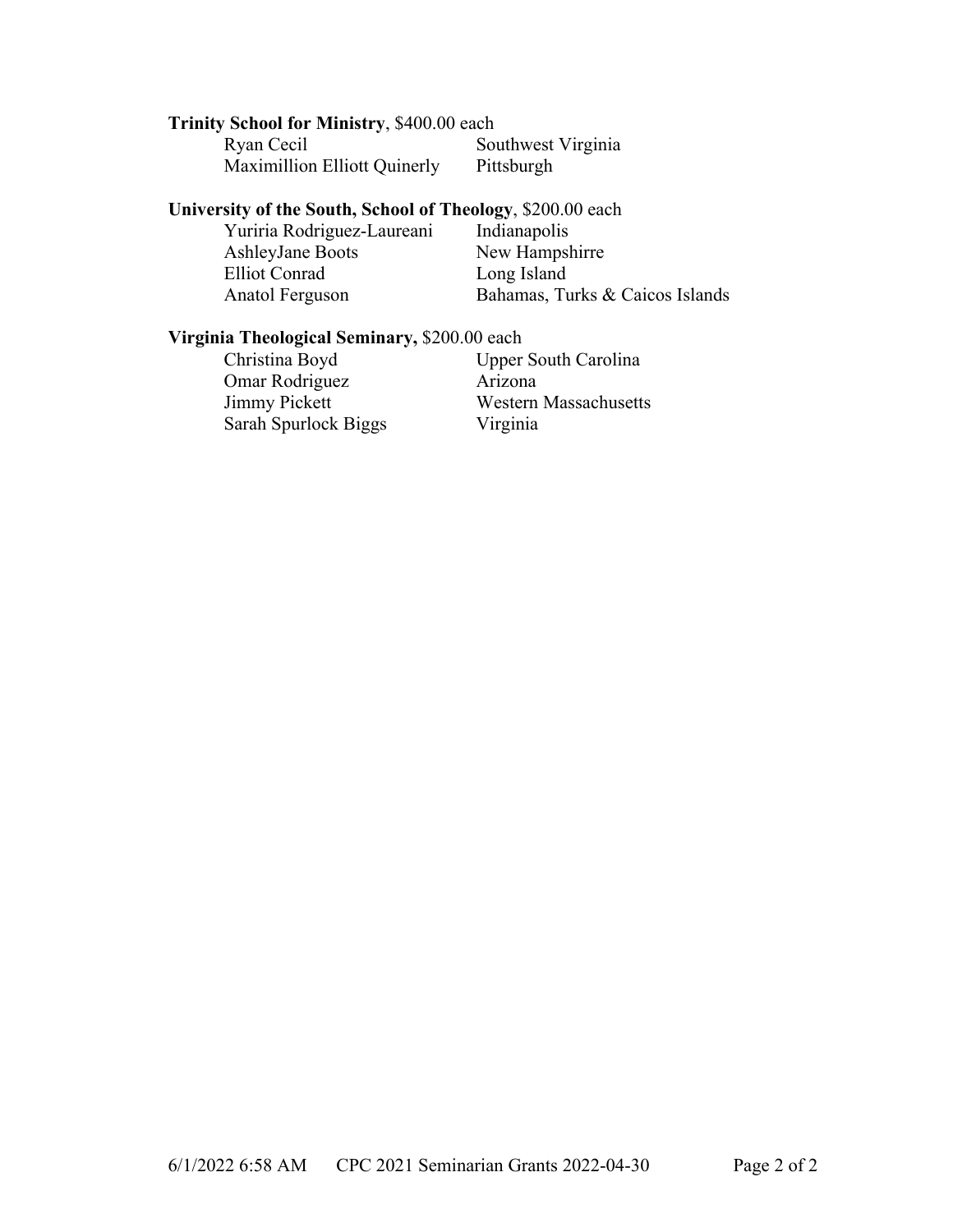**Trinity School for Ministry**, $400.00 each

| | |
|---|---|
| Ryan Cecil | Southwest Virginia |
| Maximillion Elliott Quinerly | Pittsburgh |

**University of the South, School of Theology**, $200.00 each

| | |
|---|---|
| Yuriria Rodriguez-Laureani | Indianapolis |
| AshleyJane Boots | New Hampshirre |
| Elliot Conrad | Long Island |
| Anatol Ferguson | Bahamas, Turks & Caicos Islands |

**Virginia Theological Seminary,** $200.00 each

| | |
|---|---|
| Christina Boyd | Upper South Carolina |
| Omar Rodriguez | Arizona |
| Jimmy Pickett | Western Massachusetts |
| Sarah Spurlock Biggs | Virginia |